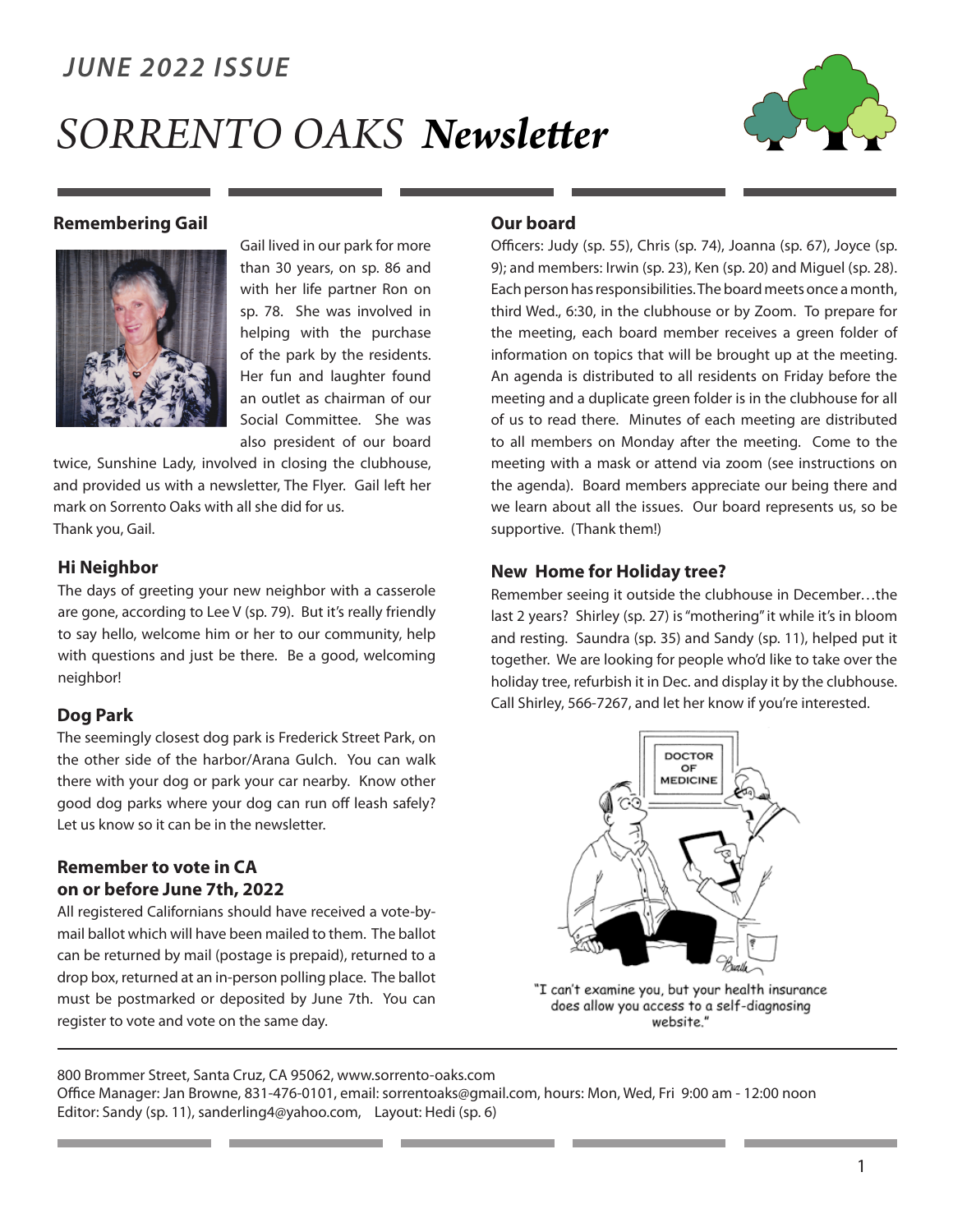*JUNE 2022 ISSUE*

# *SORRENTO OAKS* ***Newsletter***

## Remembering Gail

Gail lived in our park for more than 30 years, on sp. 86 and with her life partner Ron on sp. 78. She was involved in helping with the purchase of the park by the residents. Her fun and laughter found an outlet as chairman of our Social Committee. She was also president of our board twice, Sunshine Lady, involved in closing the clubhouse, and provided us with a newsletter, The Flyer. Gail left her mark on Sorrento Oaks with all she did for us.
Thank you, Gail.

## Hi Neighbor

The days of greeting your new neighbor with a casserole are gone, according to Lee V (sp. 79). But it's really friendly to say hello, welcome him or her to our community, help with questions and just be there. Be a good, welcoming neighbor!

## Dog Park

The seemingly closest dog park is Frederick Street Park, on the other side of the harbor/Arana Gulch. You can walk there with your dog or park your car nearby. Know other good dog parks where your dog can run off leash safely? Let us know so it can be in the newsletter.

## Remember to vote in CA on or before June 7th, 2022

All registered Californians should have received a vote-by-mail ballot which will have been mailed to them. The ballot can be returned by mail (postage is prepaid), returned to a drop box, returned at an in-person polling place. The ballot must be postmarked or deposited by June 7th. You can register to vote and vote on the same day.

## Our board

Officers: Judy (sp. 55), Chris (sp. 74), Joanna (sp. 67), Joyce (sp. 9); and members: Irwin (sp. 23), Ken (sp. 20) and Miguel (sp. 28). Each person has responsibilities. The board meets once a month, third Wed., 6:30, in the clubhouse or by Zoom. To prepare for the meeting, each board member receives a green folder of information on topics that will be brought up at the meeting. An agenda is distributed to all residents on Friday before the meeting and a duplicate green folder is in the clubhouse for all of us to read there. Minutes of each meeting are distributed to all members on Monday after the meeting. Come to the meeting with a mask or attend via zoom (see instructions on the agenda). Board members appreciate our being there and we learn about all the issues. Our board represents us, so be supportive. (Thank them!)

## New Home for Holiday tree?

Remember seeing it outside the clubhouse in December…the last 2 years? Shirley (sp. 27) is "mothering" it while it's in bloom and resting. Saundra (sp. 35) and Sandy (sp. 11), helped put it together. We are looking for people who'd like to take over the holiday tree, refurbish it in Dec. and display it by the clubhouse. Call Shirley, 566-7267, and let her know if you're interested.

"I can't examine you, but your health insurance does allow you access to a self-diagnosing website."

---

800 Brommer Street, Santa Cruz, CA 95062, www.sorrento-oaks.com
Office Manager: Jan Browne, 831-476-0101, email: sorrentoaks@gmail.com, hours: Mon, Wed, Fri 9:00 am - 12:00 noon
Editor: Sandy (sp. 11), sanderling4@yahoo.com, Layout: Hedi (sp. 6)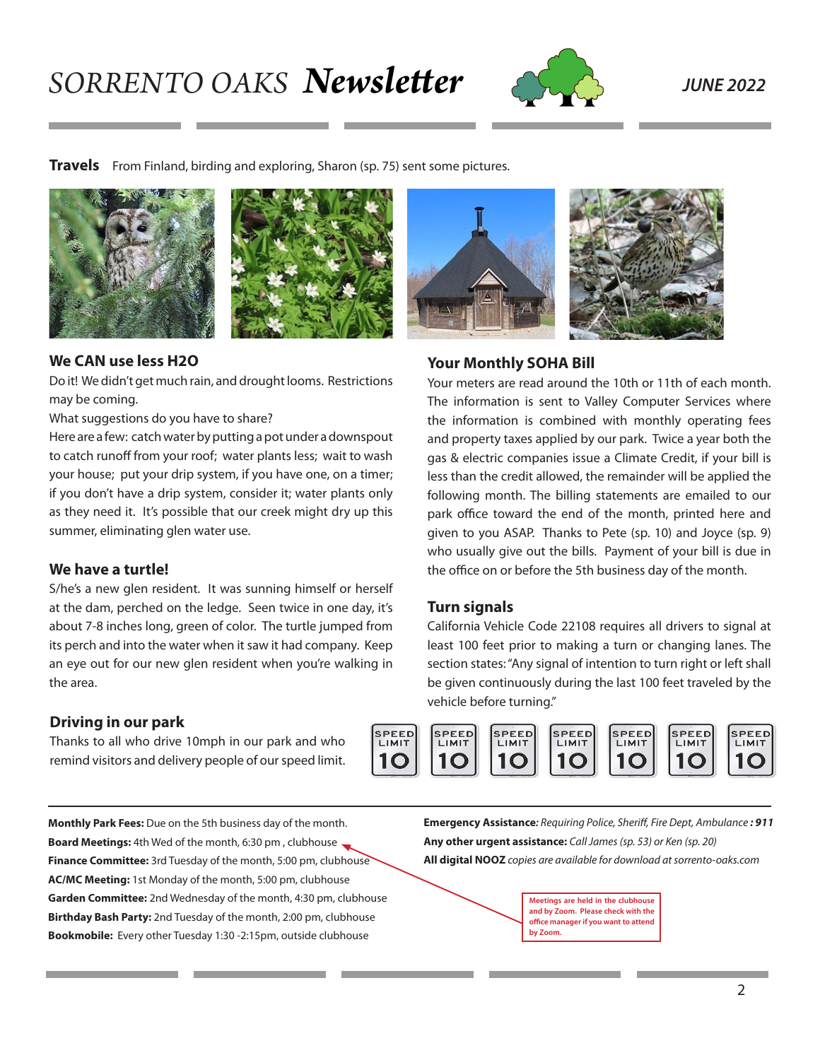# SORRENTO OAKS *Newsletter*

***JUNE 2022***

**Travels** From Finland, birding and exploring, Sharon (sp. 75) sent some pictures.

## We CAN use less H2O

Do it! We didn't get much rain, and drought looms. Restrictions may be coming.

What suggestions do you have to share?

Here are a few: catch water by putting a pot under a downspout to catch runoff from your roof; water plants less; wait to wash your house; put your drip system, if you have one, on a timer; if you don't have a drip system, consider it; water plants only as they need it. It's possible that our creek might dry up this summer, eliminating glen water use.

## We have a turtle!

S/he's a new glen resident. It was sunning himself or herself at the dam, perched on the ledge. Seen twice in one day, it's about 7-8 inches long, green of color. The turtle jumped from its perch and into the water when it saw it had company. Keep an eye out for our new glen resident when you're walking in the area.

## Your Monthly SOHA Bill

Your meters are read around the 10th or 11th of each month. The information is sent to Valley Computer Services where the information is combined with monthly operating fees and property taxes applied by our park. Twice a year both the gas & electric companies issue a Climate Credit, if your bill is less than the credit allowed, the remainder will be applied the following month. The billing statements are emailed to our park office toward the end of the month, printed here and given to you ASAP. Thanks to Pete (sp. 10) and Joyce (sp. 9) who usually give out the bills. Payment of your bill is due in the office on or before the 5th business day of the month.

## Turn signals

California Vehicle Code 22108 requires all drivers to signal at least 100 feet prior to making a turn or changing lanes. The section states: "Any signal of intention to turn right or left shall be given continuously during the last 100 feet traveled by the vehicle before turning."

## Driving in our park

Thanks to all who drive 10mph in our park and who remind visitors and delivery people of our speed limit.

---

**Monthly Park Fees:** Due on the 5th business day of the month.
**Board Meetings:** 4th Wed of the month, 6:30 pm , clubhouse
**Finance Committee:** 3rd Tuesday of the month, 5:00 pm, clubhouse
**AC/MC Meeting:** 1st Monday of the month, 5:00 pm, clubhouse
**Garden Committee:** 2nd Wednesday of the month, 4:30 pm, clubhouse
**Birthday Bash Party:** 2nd Tuesday of the month, 2:00 pm, clubhouse
**Bookmobile:** Every other Tuesday 1:30 -2:15pm, outside clubhouse

**Emergency Assistance***: Requiring Police, Sheriff, Fire Dept, Ambulance* ***: 911***
**Any other urgent assistance:** *Call James (sp. 53) or Ken (sp. 20)*
**All digital NOOZ** *copies are available for download at sorrento-oaks.com*

Meetings are held in the clubhouse and by Zoom. Please check with the office manager if you want to attend by Zoom.